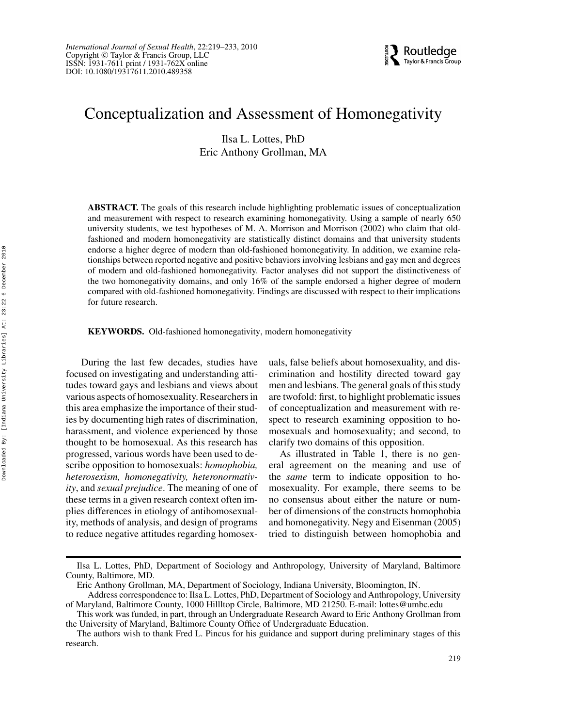# Conceptualization and Assessment of Homonegativity

Ilsa L. Lottes, PhD
Eric Anthony Grollman, MA

**ABSTRACT.** The goals of this research include highlighting problematic issues of conceptualization and measurement with respect to research examining homonegativity. Using a sample of nearly 650 university students, we test hypotheses of M. A. Morrison and Morrison (2002) who claim that old-fashioned and modern homonegativity are statistically distinct domains and that university students endorse a higher degree of modern than old-fashioned homonegativity. In addition, we examine relationships between reported negative and positive behaviors involving lesbians and gay men and degrees of modern and old-fashioned homonegativity. Factor analyses did not support the distinctiveness of the two homonegativity domains, and only 16% of the sample endorsed a higher degree of modern compared with old-fashioned homonegativity. Findings are discussed with respect to their implications for future research.

**KEYWORDS.** Old-fashioned homonegativity, modern homonegativity

During the last few decades, studies have focused on investigating and understanding attitudes toward gays and lesbians and views about various aspects of homosexuality. Researchers in this area emphasize the importance of their studies by documenting high rates of discrimination, harassment, and violence experienced by those thought to be homosexual. As this research has progressed, various words have been used to describe opposition to homosexuals: *homophobia, heterosexism, homonegativity, heteronormativity*, and *sexual prejudice*. The meaning of one of these terms in a given research context often implies differences in etiology of antihomosexuality, methods of analysis, and design of programs to reduce negative attitudes regarding homosexuals, false beliefs about homosexuality, and discrimination and hostility directed toward gay men and lesbians. The general goals of this study are twofold: first, to highlight problematic issues of conceptualization and measurement with respect to research examining opposition to homosexuals and homosexuality; and second, to clarify two domains of this opposition.

As illustrated in Table 1, there is no general agreement on the meaning and use of the *same* term to indicate opposition to homosexuality. For example, there seems to be no consensus about either the nature or number of dimensions of the constructs homophobia and homonegativity. Negy and Eisenman (2005) tried to distinguish between homophobia and

---

Ilsa L. Lottes, PhD, Department of Sociology and Anthropology, University of Maryland, Baltimore County, Baltimore, MD.

Eric Anthony Grollman, MA, Department of Sociology, Indiana University, Bloomington, IN.

Address correspondence to: Ilsa L. Lottes, PhD, Department of Sociology and Anthropology, University of Maryland, Baltimore County, 1000 Hillltop Circle, Baltimore, MD 21250. E-mail: lottes@umbc.edu

This work was funded, in part, through an Undergraduate Research Award to Eric Anthony Grollman from the University of Maryland, Baltimore County Office of Undergraduate Education.

The authors wish to thank Fred L. Pincus for his guidance and support during preliminary stages of this research.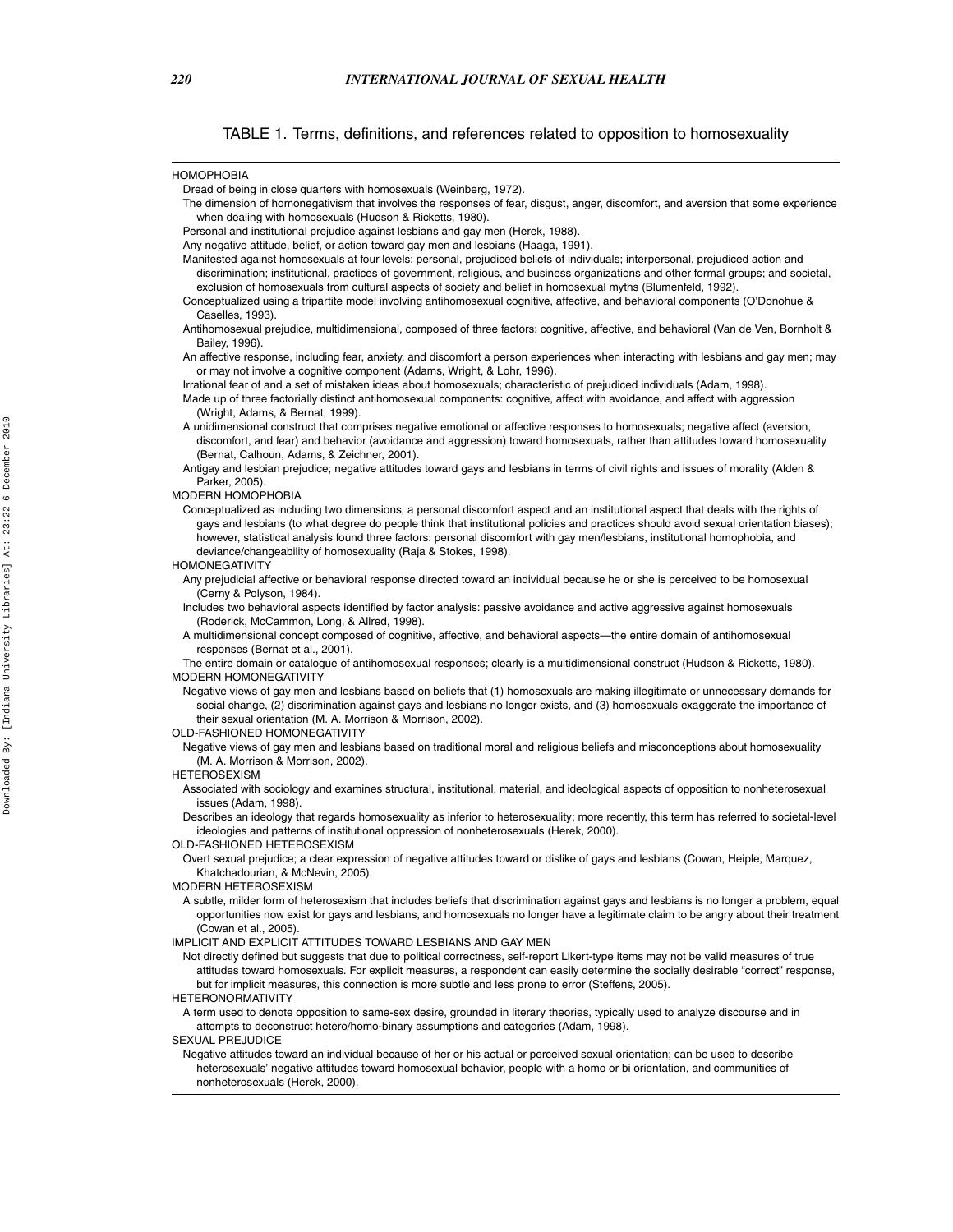TABLE 1. Terms, definitions, and references related to opposition to homosexuality

**HOMOPHOBIA**

Dread of being in close quarters with homosexuals (Weinberg, 1972).

The dimension of homonegativism that involves the responses of fear, disgust, anger, discomfort, and aversion that some experience when dealing with homosexuals (Hudson & Ricketts, 1980).

Personal and institutional prejudice against lesbians and gay men (Herek, 1988).

Any negative attitude, belief, or action toward gay men and lesbians (Haaga, 1991).

Manifested against homosexuals at four levels: personal, prejudiced beliefs of individuals; interpersonal, prejudiced action and discrimination; institutional, practices of government, religious, and business organizations and other formal groups; and societal, exclusion of homosexuals from cultural aspects of society and belief in homosexual myths (Blumenfeld, 1992).

Conceptualized using a tripartite model involving antihomosexual cognitive, affective, and behavioral components (O'Donohue & Caselles, 1993).

Antihomosexual prejudice, multidimensional, composed of three factors: cognitive, affective, and behavioral (Van de Ven, Bornholt & Bailey, 1996).

An affective response, including fear, anxiety, and discomfort a person experiences when interacting with lesbians and gay men; may or may not involve a cognitive component (Adams, Wright, & Lohr, 1996).

Irrational fear of and a set of mistaken ideas about homosexuals; characteristic of prejudiced individuals (Adam, 1998).

Made up of three factorially distinct antihomosexual components: cognitive, affect with avoidance, and affect with aggression (Wright, Adams, & Bernat, 1999).

A unidimensional construct that comprises negative emotional or affective responses to homosexuals; negative affect (aversion, discomfort, and fear) and behavior (avoidance and aggression) toward homosexuals, rather than attitudes toward homosexuality (Bernat, Calhoun, Adams, & Zeichner, 2001).

Antigay and lesbian prejudice; negative attitudes toward gays and lesbians in terms of civil rights and issues of morality (Alden & Parker, 2005).

**MODERN HOMOPHOBIA**

Conceptualized as including two dimensions, a personal discomfort aspect and an institutional aspect that deals with the rights of gays and lesbians (to what degree do people think that institutional policies and practices should avoid sexual orientation biases); however, statistical analysis found three factors: personal discomfort with gay men/lesbians, institutional homophobia, and deviance/changeability of homosexuality (Raja & Stokes, 1998).

**HOMONEGATIVITY**

Any prejudicial affective or behavioral response directed toward an individual because he or she is perceived to be homosexual (Cerny & Polyson, 1984).

Includes two behavioral aspects identified by factor analysis: passive avoidance and active aggressive against homosexuals (Roderick, McCammon, Long, & Allred, 1998).

A multidimensional concept composed of cognitive, affective, and behavioral aspects—the entire domain of antihomosexual responses (Bernat et al., 2001).

The entire domain or catalogue of antihomosexual responses; clearly is a multidimensional construct (Hudson & Ricketts, 1980).

**MODERN HOMONEGATIVITY**

Negative views of gay men and lesbians based on beliefs that (1) homosexuals are making illegitimate or unnecessary demands for social change, (2) discrimination against gays and lesbians no longer exists, and (3) homosexuals exaggerate the importance of their sexual orientation (M. A. Morrison & Morrison, 2002).

**OLD-FASHIONED HOMONEGATIVITY**

Negative views of gay men and lesbians based on traditional moral and religious beliefs and misconceptions about homosexuality (M. A. Morrison & Morrison, 2002).

**HETEROSEXISM**

Associated with sociology and examines structural, institutional, material, and ideological aspects of opposition to nonheterosexual issues (Adam, 1998).

Describes an ideology that regards homosexuality as inferior to heterosexuality; more recently, this term has referred to societal-level ideologies and patterns of institutional oppression of nonheterosexuals (Herek, 2000).

**OLD-FASHIONED HETEROSEXISM**

Overt sexual prejudice; a clear expression of negative attitudes toward or dislike of gays and lesbians (Cowan, Heiple, Marquez, Khatchadourian, & McNevin, 2005).

**MODERN HETEROSEXISM**

A subtle, milder form of heterosexism that includes beliefs that discrimination against gays and lesbians is no longer a problem, equal opportunities now exist for gays and lesbians, and homosexuals no longer have a legitimate claim to be angry about their treatment (Cowan et al., 2005).

**IMPLICIT AND EXPLICIT ATTITUDES TOWARD LESBIANS AND GAY MEN**

Not directly defined but suggests that due to political correctness, self-report Likert-type items may not be valid measures of true attitudes toward homosexuals. For explicit measures, a respondent can easily determine the socially desirable "correct" response, but for implicit measures, this connection is more subtle and less prone to error (Steffens, 2005).

**HETERONORMATIVITY**

A term used to denote opposition to same-sex desire, grounded in literary theories, typically used to analyze discourse and in attempts to deconstruct hetero/homo-binary assumptions and categories (Adam, 1998).

**SEXUAL PREJUDICE**

Negative attitudes toward an individual because of her or his actual or perceived sexual orientation; can be used to describe heterosexuals' negative attitudes toward homosexual behavior, people with a homo or bi orientation, and communities of nonheterosexuals (Herek, 2000).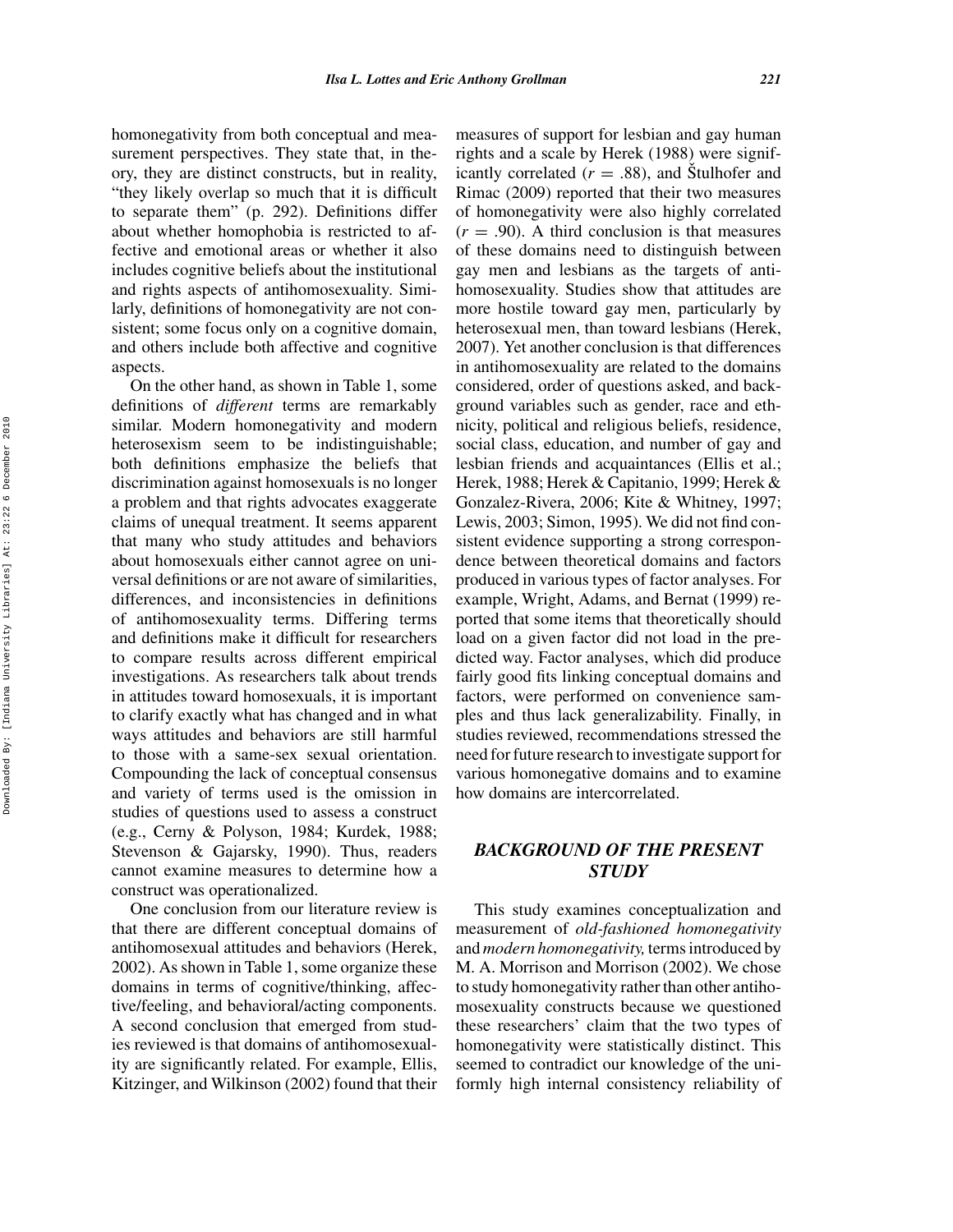homonegativity from both conceptual and measurement perspectives. They state that, in theory, they are distinct constructs, but in reality, "they likely overlap so much that it is difficult to separate them" (p. 292). Definitions differ about whether homophobia is restricted to affective and emotional areas or whether it also includes cognitive beliefs about the institutional and rights aspects of antihomosexuality. Similarly, definitions of homonegativity are not consistent; some focus only on a cognitive domain, and others include both affective and cognitive aspects.

On the other hand, as shown in Table 1, some definitions of *different* terms are remarkably similar. Modern homonegativity and modern heterosexism seem to be indistinguishable; both definitions emphasize the beliefs that discrimination against homosexuals is no longer a problem and that rights advocates exaggerate claims of unequal treatment. It seems apparent that many who study attitudes and behaviors about homosexuals either cannot agree on universal definitions or are not aware of similarities, differences, and inconsistencies in definitions of antihomosexuality terms. Differing terms and definitions make it difficult for researchers to compare results across different empirical investigations. As researchers talk about trends in attitudes toward homosexuals, it is important to clarify exactly what has changed and in what ways attitudes and behaviors are still harmful to those with a same-sex sexual orientation. Compounding the lack of conceptual consensus and variety of terms used is the omission in studies of questions used to assess a construct (e.g., Cerny & Polyson, 1984; Kurdek, 1988; Stevenson & Gajarsky, 1990). Thus, readers cannot examine measures to determine how a construct was operationalized.

One conclusion from our literature review is that there are different conceptual domains of antihomosexual attitudes and behaviors (Herek, 2002). As shown in Table 1, some organize these domains in terms of cognitive/thinking, affective/feeling, and behavioral/acting components. A second conclusion that emerged from studies reviewed is that domains of antihomosexuality are significantly related. For example, Ellis, Kitzinger, and Wilkinson (2002) found that their measures of support for lesbian and gay human rights and a scale by Herek (1988) were significantly correlated ($r = .88$), and Štulhofer and Rimac (2009) reported that their two measures of homonegativity were also highly correlated ($r = .90$). A third conclusion is that measures of these domains need to distinguish between gay men and lesbians as the targets of antihomosexuality. Studies show that attitudes are more hostile toward gay men, particularly by heterosexual men, than toward lesbians (Herek, 2007). Yet another conclusion is that differences in antihomosexuality are related to the domains considered, order of questions asked, and background variables such as gender, race and ethnicity, political and religious beliefs, residence, social class, education, and number of gay and lesbian friends and acquaintances (Ellis et al.; Herek, 1988; Herek & Capitanio, 1999; Herek & Gonzalez-Rivera, 2006; Kite & Whitney, 1997; Lewis, 2003; Simon, 1995). We did not find consistent evidence supporting a strong correspondence between theoretical domains and factors produced in various types of factor analyses. For example, Wright, Adams, and Bernat (1999) reported that some items that theoretically should load on a given factor did not load in the predicted way. Factor analyses, which did produce fairly good fits linking conceptual domains and factors, were performed on convenience samples and thus lack generalizability. Finally, in studies reviewed, recommendations stressed the need for future research to investigate support for various homonegative domains and to examine how domains are intercorrelated.

## BACKGROUND OF THE PRESENT STUDY

This study examines conceptualization and measurement of *old-fashioned homonegativity* and *modern homonegativity,* terms introduced by M. A. Morrison and Morrison (2002). We chose to study homonegativity rather than other antihomosexuality constructs because we questioned these researchers' claim that the two types of homonegativity were statistically distinct. This seemed to contradict our knowledge of the uniformly high internal consistency reliability of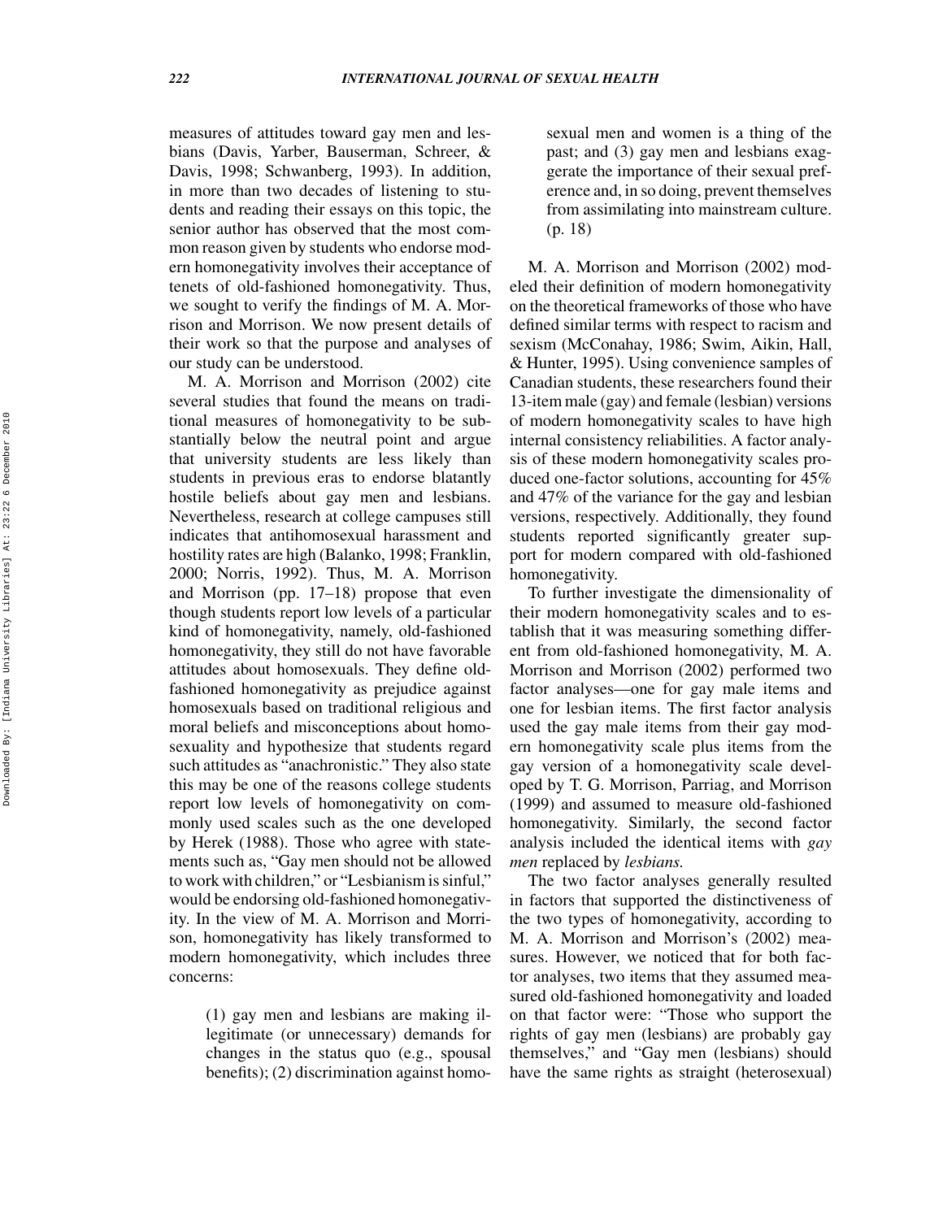measures of attitudes toward gay men and lesbians (Davis, Yarber, Bauserman, Schreer, & Davis, 1998; Schwanberg, 1993). In addition, in more than two decades of listening to students and reading their essays on this topic, the senior author has observed that the most common reason given by students who endorse modern homonegativity involves their acceptance of tenets of old-fashioned homonegativity. Thus, we sought to verify the findings of M. A. Morrison and Morrison. We now present details of their work so that the purpose and analyses of our study can be understood.

M. A. Morrison and Morrison (2002) cite several studies that found the means on traditional measures of homonegativity to be substantially below the neutral point and argue that university students are less likely than students in previous eras to endorse blatantly hostile beliefs about gay men and lesbians. Nevertheless, research at college campuses still indicates that antihomosexual harassment and hostility rates are high (Balanko, 1998; Franklin, 2000; Norris, 1992). Thus, M. A. Morrison and Morrison (pp. 17–18) propose that even though students report low levels of a particular kind of homonegativity, namely, old-fashioned homonegativity, they still do not have favorable attitudes about homosexuals. They define old-fashioned homonegativity as prejudice against homosexuals based on traditional religious and moral beliefs and misconceptions about homosexuality and hypothesize that students regard such attitudes as "anachronistic." They also state this may be one of the reasons college students report low levels of homonegativity on commonly used scales such as the one developed by Herek (1988). Those who agree with statements such as, "Gay men should not be allowed to work with children," or "Lesbianism is sinful," would be endorsing old-fashioned homonegativity. In the view of M. A. Morrison and Morrison, homonegativity has likely transformed to modern homonegativity, which includes three concerns:

> (1) gay men and lesbians are making illegitimate (or unnecessary) demands for changes in the status quo (e.g., spousal benefits); (2) discrimination against homosexual men and women is a thing of the past; and (3) gay men and lesbians exaggerate the importance of their sexual preference and, in so doing, prevent themselves from assimilating into mainstream culture. (p. 18)

M. A. Morrison and Morrison (2002) modeled their definition of modern homonegativity on the theoretical frameworks of those who have defined similar terms with respect to racism and sexism (McConahay, 1986; Swim, Aikin, Hall, & Hunter, 1995). Using convenience samples of Canadian students, these researchers found their 13-item male (gay) and female (lesbian) versions of modern homonegativity scales to have high internal consistency reliabilities. A factor analysis of these modern homonegativity scales produced one-factor solutions, accounting for 45% and 47% of the variance for the gay and lesbian versions, respectively. Additionally, they found students reported significantly greater support for modern compared with old-fashioned homonegativity.

To further investigate the dimensionality of their modern homonegativity scales and to establish that it was measuring something different from old-fashioned homonegativity, M. A. Morrison and Morrison (2002) performed two factor analyses—one for gay male items and one for lesbian items. The first factor analysis used the gay male items from their gay modern homonegativity scale plus items from the gay version of a homonegativity scale developed by T. G. Morrison, Parriag, and Morrison (1999) and assumed to measure old-fashioned homonegativity. Similarly, the second factor analysis included the identical items with *gay men* replaced by *lesbians.*

The two factor analyses generally resulted in factors that supported the distinctiveness of the two types of homonegativity, according to M. A. Morrison and Morrison's (2002) measures. However, we noticed that for both factor analyses, two items that they assumed measured old-fashioned homonegativity and loaded on that factor were: "Those who support the rights of gay men (lesbians) are probably gay themselves," and "Gay men (lesbians) should have the same rights as straight (heterosexual)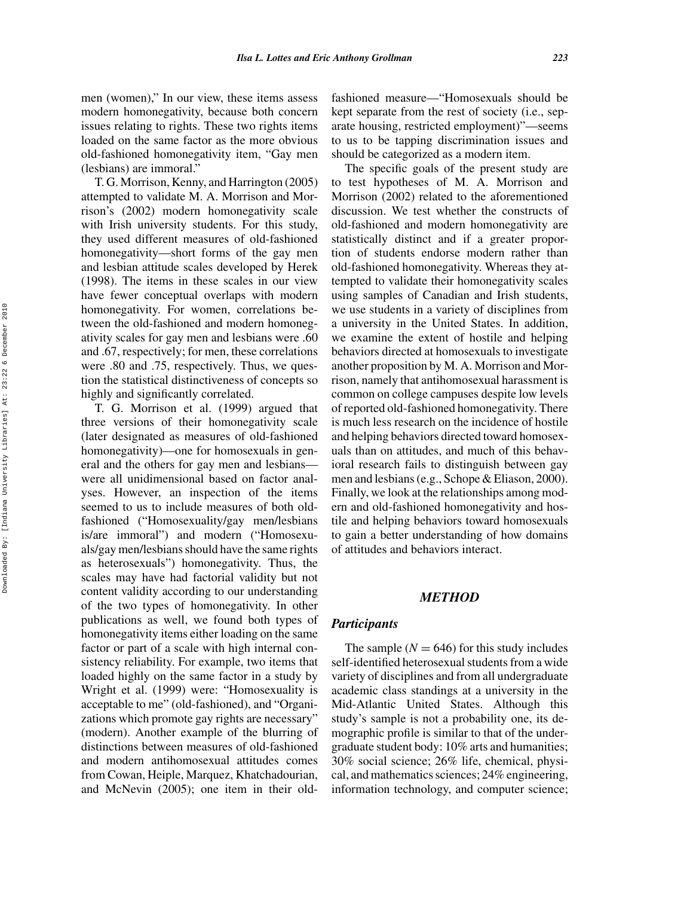men (women)," In our view, these items assess modern homonegativity, because both concern issues relating to rights. These two rights items loaded on the same factor as the more obvious old-fashioned homonegativity item, "Gay men (lesbians) are immoral."

T. G. Morrison, Kenny, and Harrington (2005) attempted to validate M. A. Morrison and Morrison's (2002) modern homonegativity scale with Irish university students. For this study, they used different measures of old-fashioned homonegativity—short forms of the gay men and lesbian attitude scales developed by Herek (1998). The items in these scales in our view have fewer conceptual overlaps with modern homonegativity. For women, correlations between the old-fashioned and modern homonegativity scales for gay men and lesbians were .60 and .67, respectively; for men, these correlations were .80 and .75, respectively. Thus, we question the statistical distinctiveness of concepts so highly and significantly correlated.

T. G. Morrison et al. (1999) argued that three versions of their homonegativity scale (later designated as measures of old-fashioned homonegativity)—one for homosexuals in general and the others for gay men and lesbians—were all unidimensional based on factor analyses. However, an inspection of the items seemed to us to include measures of both old-fashioned ("Homosexuality/gay men/lesbians is/are immoral") and modern ("Homosexuals/gay men/lesbians should have the same rights as heterosexuals") homonegativity. Thus, the scales may have had factorial validity but not content validity according to our understanding of the two types of homonegativity. In other publications as well, we found both types of homonegativity items either loading on the same factor or part of a scale with high internal consistency reliability. For example, two items that loaded highly on the same factor in a study by Wright et al. (1999) were: "Homosexuality is acceptable to me" (old-fashioned), and "Organizations which promote gay rights are necessary" (modern). Another example of the blurring of distinctions between measures of old-fashioned and modern antihomosexual attitudes comes from Cowan, Heiple, Marquez, Khatchadourian, and McNevin (2005); one item in their old-fashioned measure—"Homosexuals should be kept separate from the rest of society (i.e., separate housing, restricted employment)"—seems to us to be tapping discrimination issues and should be categorized as a modern item.

The specific goals of the present study are to test hypotheses of M. A. Morrison and Morrison (2002) related to the aforementioned discussion. We test whether the constructs of old-fashioned and modern homonegativity are statistically distinct and if a greater proportion of students endorse modern rather than old-fashioned homonegativity. Whereas they attempted to validate their homonegativity scales using samples of Canadian and Irish students, we use students in a variety of disciplines from a university in the United States. In addition, we examine the extent of hostile and helping behaviors directed at homosexuals to investigate another proposition by M. A. Morrison and Morrison, namely that antihomosexual harassment is common on college campuses despite low levels of reported old-fashioned homonegativity. There is much less research on the incidence of hostile and helping behaviors directed toward homosexuals than on attitudes, and much of this behavioral research fails to distinguish between gay men and lesbians (e.g., Schope & Eliason, 2000). Finally, we look at the relationships among modern and old-fashioned homonegativity and hostile and helping behaviors toward homosexuals to gain a better understanding of how domains of attitudes and behaviors interact.

## *METHOD*

### *Participants*

The sample ($N = 646$) for this study includes self-identified heterosexual students from a wide variety of disciplines and from all undergraduate academic class standings at a university in the Mid-Atlantic United States. Although this study's sample is not a probability one, its demographic profile is similar to that of the undergraduate student body: 10% arts and humanities; 30% social science; 26% life, chemical, physical, and mathematics sciences; 24% engineering, information technology, and computer science;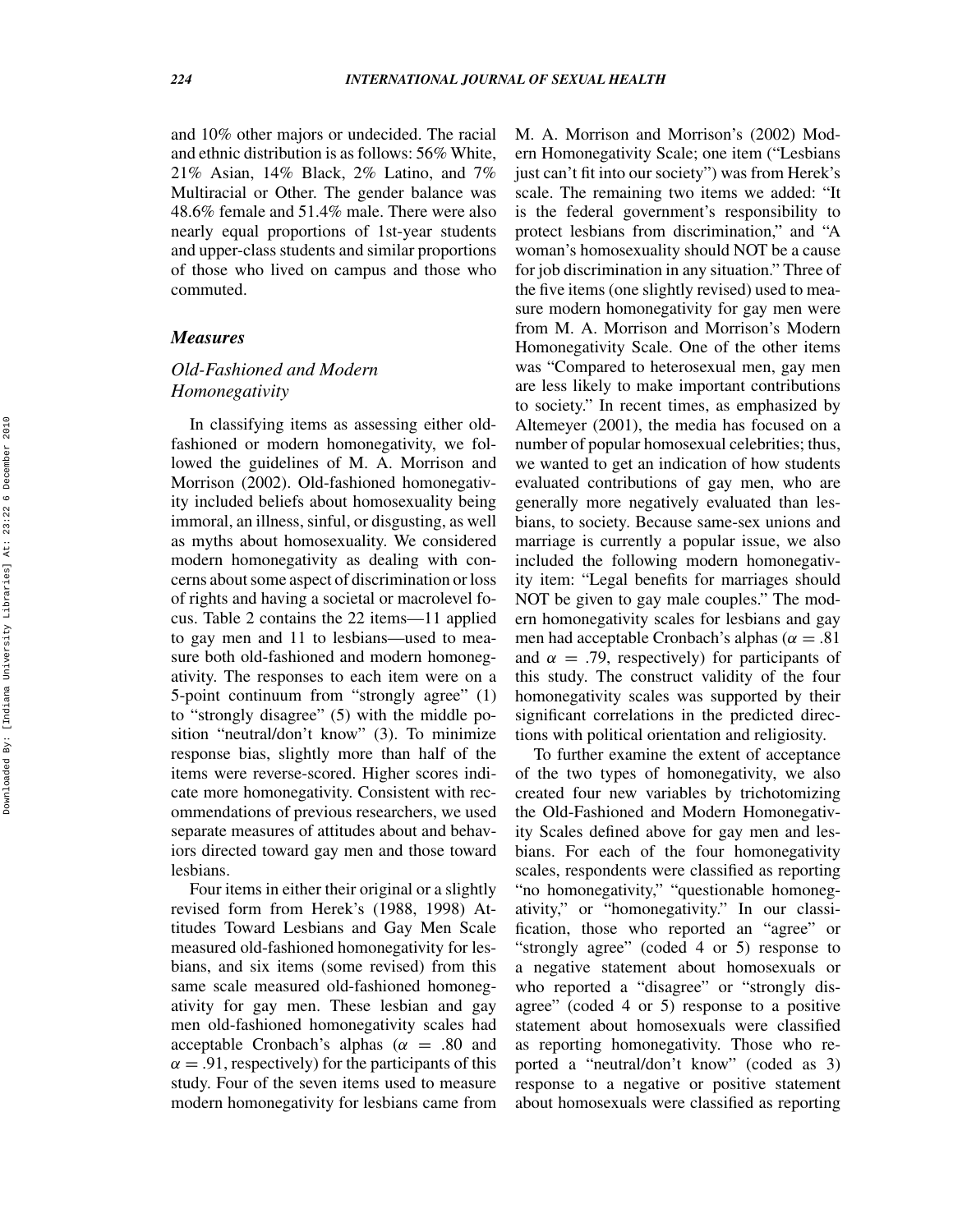and 10% other majors or undecided. The racial and ethnic distribution is as follows: 56% White, 21% Asian, 14% Black, 2% Latino, and 7% Multiracial or Other. The gender balance was 48.6% female and 51.4% male. There were also nearly equal proportions of 1st-year students and upper-class students and similar proportions of those who lived on campus and those who commuted.

## *Measures*

### *Old-Fashioned and Modern Homonegativity*

In classifying items as assessing either old-fashioned or modern homonegativity, we followed the guidelines of M. A. Morrison and Morrison (2002). Old-fashioned homonegativity included beliefs about homosexuality being immoral, an illness, sinful, or disgusting, as well as myths about homosexuality. We considered modern homonegativity as dealing with concerns about some aspect of discrimination or loss of rights and having a societal or macrolevel focus. Table 2 contains the 22 items—11 applied to gay men and 11 to lesbians—used to measure both old-fashioned and modern homonegativity. The responses to each item were on a 5-point continuum from "strongly agree" (1) to "strongly disagree" (5) with the middle position "neutral/don't know" (3). To minimize response bias, slightly more than half of the items were reverse-scored. Higher scores indicate more homonegativity. Consistent with recommendations of previous researchers, we used separate measures of attitudes about and behaviors directed toward gay men and those toward lesbians.

Four items in either their original or a slightly revised form from Herek's (1988, 1998) Attitudes Toward Lesbians and Gay Men Scale measured old-fashioned homonegativity for lesbians, and six items (some revised) from this same scale measured old-fashioned homonegativity for gay men. These lesbian and gay men old-fashioned homonegativity scales had acceptable Cronbach's alphas ($\alpha = .80$ and $\alpha = .91$, respectively) for the participants of this study. Four of the seven items used to measure modern homonegativity for lesbians came from M. A. Morrison and Morrison's (2002) Modern Homonegativity Scale; one item ("Lesbians just can't fit into our society") was from Herek's scale. The remaining two items we added: "It is the federal government's responsibility to protect lesbians from discrimination," and "A woman's homosexuality should NOT be a cause for job discrimination in any situation." Three of the five items (one slightly revised) used to measure modern homonegativity for gay men were from M. A. Morrison and Morrison's Modern Homonegativity Scale. One of the other items was "Compared to heterosexual men, gay men are less likely to make important contributions to society." In recent times, as emphasized by Altemeyer (2001), the media has focused on a number of popular homosexual celebrities; thus, we wanted to get an indication of how students evaluated contributions of gay men, who are generally more negatively evaluated than lesbians, to society. Because same-sex unions and marriage is currently a popular issue, we also included the following modern homonegativity item: "Legal benefits for marriages should NOT be given to gay male couples." The modern homonegativity scales for lesbians and gay men had acceptable Cronbach's alphas ($\alpha = .81$ and $\alpha = .79$, respectively) for participants of this study. The construct validity of the four homonegativity scales was supported by their significant correlations in the predicted directions with political orientation and religiosity.

To further examine the extent of acceptance of the two types of homonegativity, we also created four new variables by trichotomizing the Old-Fashioned and Modern Homonegativity Scales defined above for gay men and lesbians. For each of the four homonegativity scales, respondents were classified as reporting "no homonegativity," "questionable homonegativity," or "homonegativity." In our classification, those who reported an "agree" or "strongly agree" (coded 4 or 5) response to a negative statement about homosexuals or who reported a "disagree" or "strongly disagree" (coded 4 or 5) response to a positive statement about homosexuals were classified as reporting homonegativity. Those who reported a "neutral/don't know" (coded as 3) response to a negative or positive statement about homosexuals were classified as reporting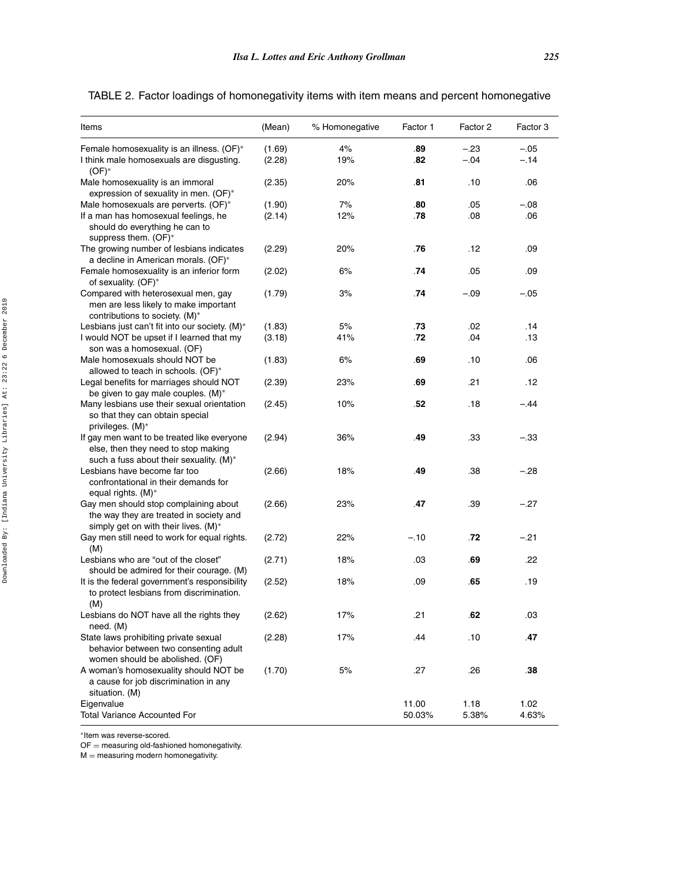TABLE 2. Factor loadings of homonegativity items with item means and percent homonegative

| Items | (Mean) | % Homonegative | Factor 1 | Factor 2 | Factor 3 |
|---|---|---|---|---|---|
| Female homosexuality is an illness. (OF)* | (1.69) | 4% | **.89** | −.23 | −.05 |
| I think male homosexuals are disgusting. (OF)* | (2.28) | 19% | **.82** | −.04 | −.14 |
| Male homosexuality is an immoral expression of sexuality in men. (OF)* | (2.35) | 20% | **.81** | .10 | .06 |
| Male homosexuals are perverts. (OF)* | (1.90) | 7% | **.80** | .05 | −.08 |
| If a man has homosexual feelings, he should do everything he can to suppress them. (OF)* | (2.14) | 12% | **.78** | .08 | .06 |
| The growing number of lesbians indicates a decline in American morals. (OF)* | (2.29) | 20% | **.76** | .12 | .09 |
| Female homosexuality is an inferior form of sexuality. (OF)* | (2.02) | 6% | **.74** | .05 | .09 |
| Compared with heterosexual men, gay men are less likely to make important contributions to society. (M)* | (1.79) | 3% | **.74** | −.09 | −.05 |
| Lesbians just can't fit into our society. (M)* | (1.83) | 5% | **.73** | .02 | .14 |
| I would NOT be upset if I learned that my son was a homosexual. (OF) | (3.18) | 41% | **.72** | .04 | .13 |
| Male homosexuals should NOT be allowed to teach in schools. (OF)* | (1.83) | 6% | **.69** | .10 | .06 |
| Legal benefits for marriages should NOT be given to gay male couples. (M)* | (2.39) | 23% | **.69** | .21 | .12 |
| Many lesbians use their sexual orientation so that they can obtain special privileges. (M)* | (2.45) | 10% | **.52** | .18 | −.44 |
| If gay men want to be treated like everyone else, then they need to stop making such a fuss about their sexuality. (M)* | (2.94) | 36% | **.49** | .33 | −.33 |
| Lesbians have become far too confrontational in their demands for equal rights. (M)* | (2.66) | 18% | **.49** | .38 | −.28 |
| Gay men should stop complaining about the way they are treated in society and simply get on with their lives. (M)* | (2.66) | 23% | **.47** | .39 | −.27 |
| Gay men still need to work for equal rights. (M) | (2.72) | 22% | −.10 | **.72** | −.21 |
| Lesbians who are "out of the closet" should be admired for their courage. (M) | (2.71) | 18% | .03 | **.69** | .22 |
| It is the federal government's responsibility to protect lesbians from discrimination. (M) | (2.52) | 18% | .09 | **.65** | .19 |
| Lesbians do NOT have all the rights they need. (M) | (2.62) | 17% | .21 | **.62** | .03 |
| State laws prohibiting private sexual behavior between two consenting adult women should be abolished. (OF) | (2.28) | 17% | .44 | .10 | **.47** |
| A woman's homosexuality should NOT be a cause for job discrimination in any situation. (M) | (1.70) | 5% | .27 | .26 | **.38** |
| Eigenvalue | | | 11.00 | 1.18 | 1.02 |
| Total Variance Accounted For | | | 50.03% | 5.38% | 4.63% |

*Item was reverse-scored.
OF = measuring old-fashioned homonegativity.
M = measuring modern homonegativity.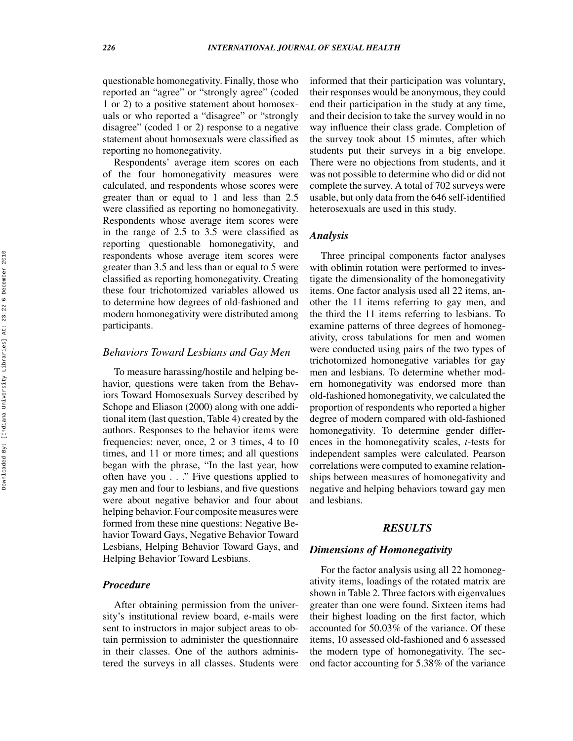questionable homonegativity. Finally, those who reported an "agree" or "strongly agree" (coded 1 or 2) to a positive statement about homosexuals or who reported a "disagree" or "strongly disagree" (coded 1 or 2) response to a negative statement about homosexuals were classified as reporting no homonegativity.

Respondents' average item scores on each of the four homonegativity measures were calculated, and respondents whose scores were greater than or equal to 1 and less than 2.5 were classified as reporting no homonegativity. Respondents whose average item scores were in the range of 2.5 to 3.5 were classified as reporting questionable homonegativity, and respondents whose average item scores were greater than 3.5 and less than or equal to 5 were classified as reporting homonegativity. Creating these four trichotomized variables allowed us to determine how degrees of old-fashioned and modern homonegativity were distributed among participants.

### *Behaviors Toward Lesbians and Gay Men*

To measure harassing/hostile and helping behavior, questions were taken from the Behaviors Toward Homosexuals Survey described by Schope and Eliason (2000) along with one additional item (last question, Table 4) created by the authors. Responses to the behavior items were frequencies: never, once, 2 or 3 times, 4 to 10 times, and 11 or more times; and all questions began with the phrase, "In the last year, how often have you . . ." Five questions applied to gay men and four to lesbians, and five questions were about negative behavior and four about helping behavior. Four composite measures were formed from these nine questions: Negative Behavior Toward Gays, Negative Behavior Toward Lesbians, Helping Behavior Toward Gays, and Helping Behavior Toward Lesbians.

### *Procedure*

After obtaining permission from the university's institutional review board, e-mails were sent to instructors in major subject areas to obtain permission to administer the questionnaire in their classes. One of the authors administered the surveys in all classes. Students were informed that their participation was voluntary, their responses would be anonymous, they could end their participation in the study at any time, and their decision to take the survey would in no way influence their class grade. Completion of the survey took about 15 minutes, after which students put their surveys in a big envelope. There were no objections from students, and it was not possible to determine who did or did not complete the survey. A total of 702 surveys were usable, but only data from the 646 self-identified heterosexuals are used in this study.

### *Analysis*

Three principal components factor analyses with oblimin rotation were performed to investigate the dimensionality of the homonegativity items. One factor analysis used all 22 items, another the 11 items referring to gay men, and the third the 11 items referring to lesbians. To examine patterns of three degrees of homonegativity, cross tabulations for men and women were conducted using pairs of the two types of trichotomized homonegative variables for gay men and lesbians. To determine whether modern homonegativity was endorsed more than old-fashioned homonegativity, we calculated the proportion of respondents who reported a higher degree of modern compared with old-fashioned homonegativity. To determine gender differences in the homonegativity scales, *t*-tests for independent samples were calculated. Pearson correlations were computed to examine relationships between measures of homonegativity and negative and helping behaviors toward gay men and lesbians.

## *RESULTS*

### *Dimensions of Homonegativity*

For the factor analysis using all 22 homonegativity items, loadings of the rotated matrix are shown in Table 2. Three factors with eigenvalues greater than one were found. Sixteen items had their highest loading on the first factor, which accounted for 50.03% of the variance. Of these items, 10 assessed old-fashioned and 6 assessed the modern type of homonegativity. The second factor accounting for 5.38% of the variance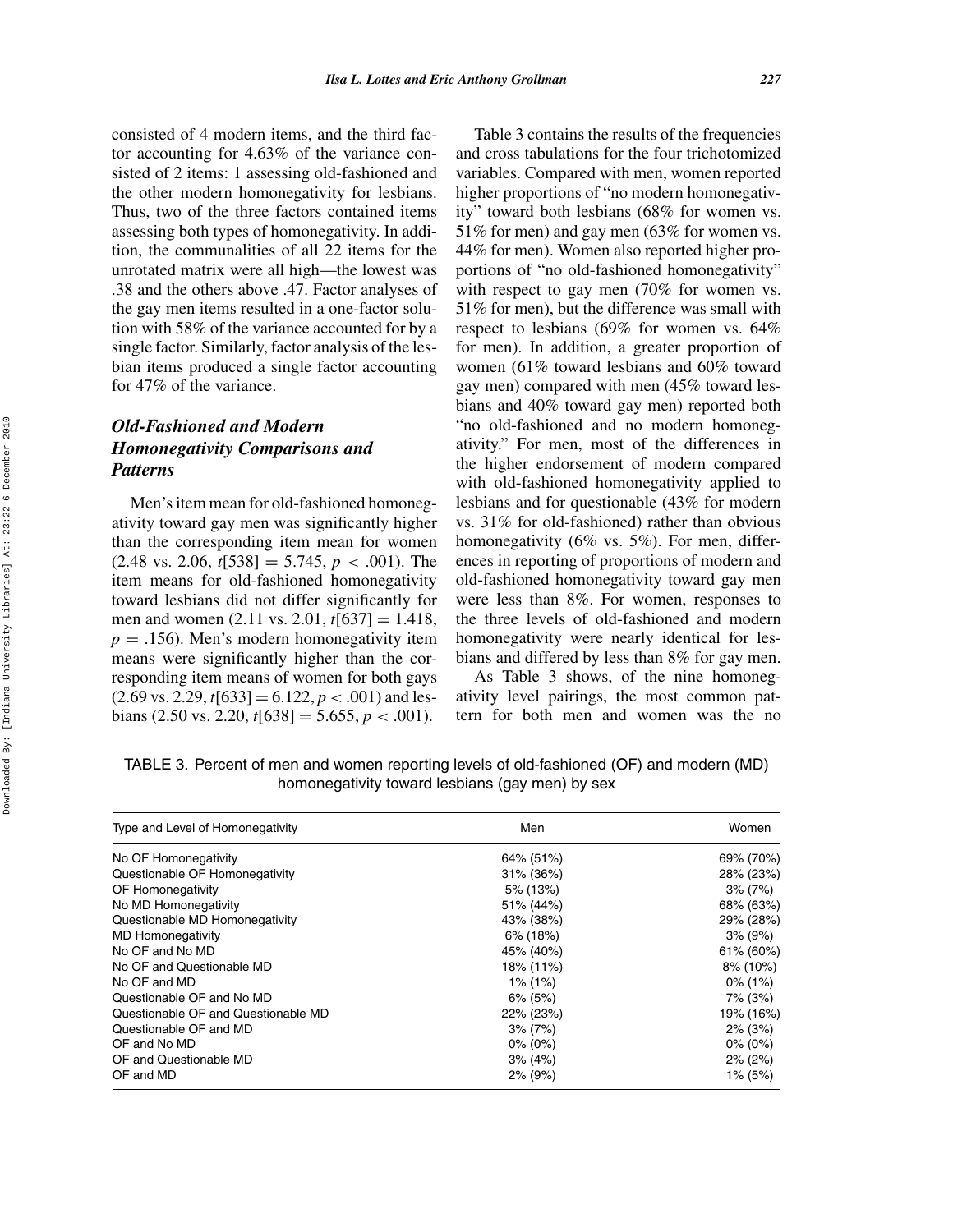consisted of 4 modern items, and the third factor accounting for 4.63% of the variance consisted of 2 items: 1 assessing old-fashioned and the other modern homonegativity for lesbians. Thus, two of the three factors contained items assessing both types of homonegativity. In addition, the communalities of all 22 items for the unrotated matrix were all high—the lowest was .38 and the others above .47. Factor analyses of the gay men items resulted in a one-factor solution with 58% of the variance accounted for by a single factor. Similarly, factor analysis of the lesbian items produced a single factor accounting for 47% of the variance.

## *Old-Fashioned and Modern Homonegativity Comparisons and Patterns*

Men's item mean for old-fashioned homonegativity toward gay men was significantly higher than the corresponding item mean for women (2.48 vs. 2.06, $t[538] = 5.745$, $p < .001$). The item means for old-fashioned homonegativity toward lesbians did not differ significantly for men and women (2.11 vs. 2.01, $t[637] = 1.418$, $p = .156$). Men's modern homonegativity item means were significantly higher than the corresponding item means of women for both gays (2.69 vs. 2.29, $t[633] = 6.122$, $p < .001$) and lesbians (2.50 vs. 2.20, $t[638] = 5.655$, $p < .001$).

Table 3 contains the results of the frequencies and cross tabulations for the four trichotomized variables. Compared with men, women reported higher proportions of "no modern homonegativity" toward both lesbians (68% for women vs. 51% for men) and gay men (63% for women vs. 44% for men). Women also reported higher proportions of "no old-fashioned homonegativity" with respect to gay men (70% for women vs. 51% for men), but the difference was small with respect to lesbians (69% for women vs. 64% for men). In addition, a greater proportion of women (61% toward lesbians and 60% toward gay men) compared with men (45% toward lesbians and 40% toward gay men) reported both "no old-fashioned and no modern homonegativity." For men, most of the differences in the higher endorsement of modern compared with old-fashioned homonegativity applied to lesbians and for questionable (43% for modern vs. 31% for old-fashioned) rather than obvious homonegativity (6% vs. 5%). For men, differences in reporting of proportions of modern and old-fashioned homonegativity toward gay men were less than 8%. For women, responses to the three levels of old-fashioned and modern homonegativity were nearly identical for lesbians and differed by less than 8% for gay men.

As Table 3 shows, of the nine homonegativity level pairings, the most common pattern for both men and women was the no

TABLE 3. Percent of men and women reporting levels of old-fashioned (OF) and modern (MD) homonegativity toward lesbians (gay men) by sex

| Type and Level of Homonegativity | Men | Women |
|---|---|---|
| No OF Homonegativity | 64% (51%) | 69% (70%) |
| Questionable OF Homonegativity | 31% (36%) | 28% (23%) |
| OF Homonegativity | 5% (13%) | 3% (7%) |
| No MD Homonegativity | 51% (44%) | 68% (63%) |
| Questionable MD Homonegativity | 43% (38%) | 29% (28%) |
| MD Homonegativity | 6% (18%) | 3% (9%) |
| No OF and No MD | 45% (40%) | 61% (60%) |
| No OF and Questionable MD | 18% (11%) | 8% (10%) |
| No OF and MD | 1% (1%) | 0% (1%) |
| Questionable OF and No MD | 6% (5%) | 7% (3%) |
| Questionable OF and Questionable MD | 22% (23%) | 19% (16%) |
| Questionable OF and MD | 3% (7%) | 2% (3%) |
| OF and No MD | 0% (0%) | 0% (0%) |
| OF and Questionable MD | 3% (4%) | 2% (2%) |
| OF and MD | 2% (9%) | 1% (5%) |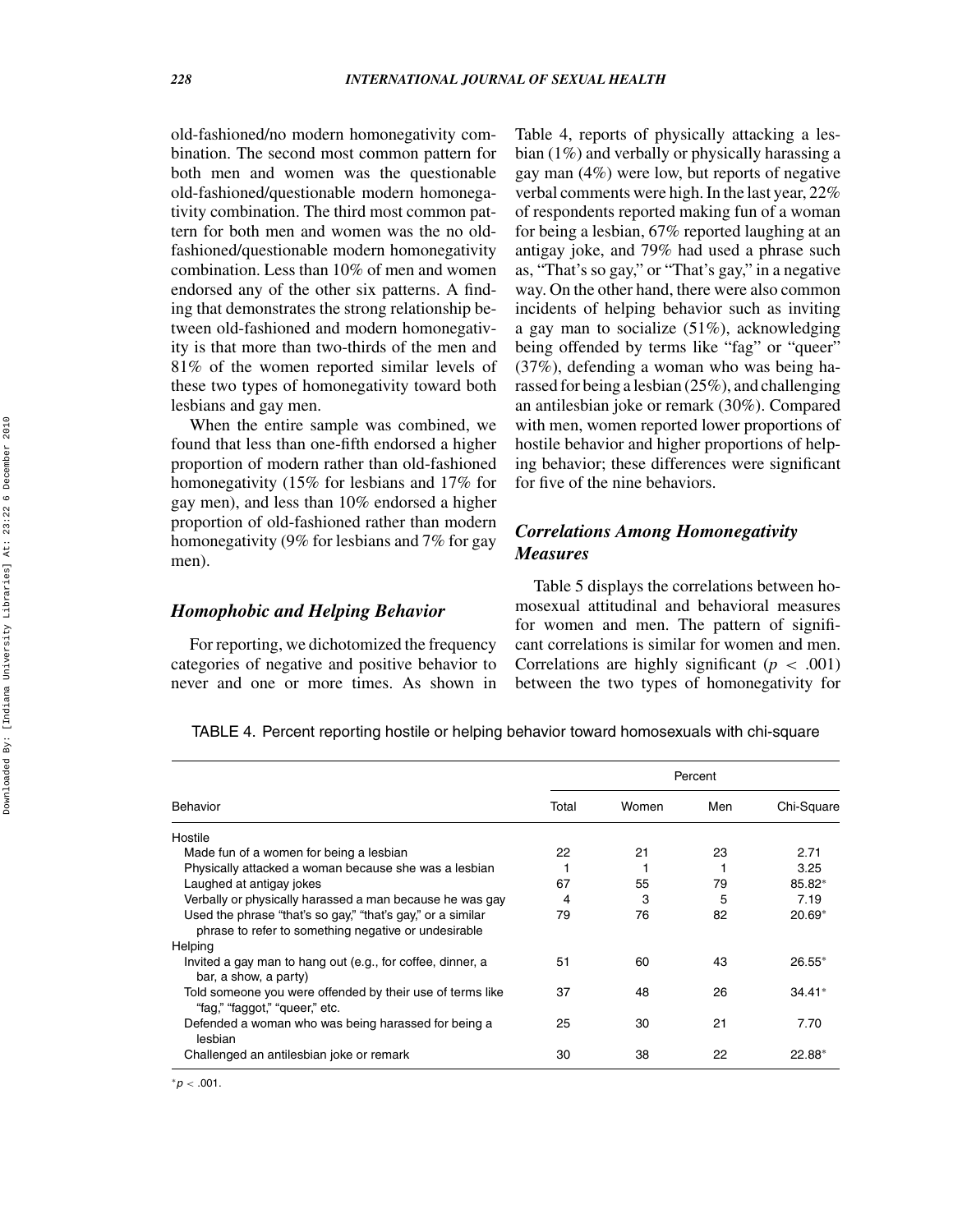old-fashioned/no modern homonegativity combination. The second most common pattern for both men and women was the questionable old-fashioned/questionable modern homonegativity combination. The third most common pattern for both men and women was the no old-fashioned/questionable modern homonegativity combination. Less than 10% of men and women endorsed any of the other six patterns. A finding that demonstrates the strong relationship between old-fashioned and modern homonegativity is that more than two-thirds of the men and 81% of the women reported similar levels of these two types of homonegativity toward both lesbians and gay men.

When the entire sample was combined, we found that less than one-fifth endorsed a higher proportion of modern rather than old-fashioned homonegativity (15% for lesbians and 17% for gay men), and less than 10% endorsed a higher proportion of old-fashioned rather than modern homonegativity (9% for lesbians and 7% for gay men).

### *Homophobic and Helping Behavior*

For reporting, we dichotomized the frequency categories of negative and positive behavior to never and one or more times. As shown in Table 4, reports of physically attacking a lesbian (1%) and verbally or physically harassing a gay man (4%) were low, but reports of negative verbal comments were high. In the last year, 22% of respondents reported making fun of a woman for being a lesbian, 67% reported laughing at an antigay joke, and 79% had used a phrase such as, "That's so gay," or "That's gay," in a negative way. On the other hand, there were also common incidents of helping behavior such as inviting a gay man to socialize (51%), acknowledging being offended by terms like "fag" or "queer" (37%), defending a woman who was being harassed for being a lesbian (25%), and challenging an antilesbian joke or remark (30%). Compared with men, women reported lower proportions of hostile behavior and higher proportions of helping behavior; these differences were significant for five of the nine behaviors.

### *Correlations Among Homonegativity Measures*

Table 5 displays the correlations between homosexual attitudinal and behavioral measures for women and men. The pattern of significant correlations is similar for women and men. Correlations are highly significant ($p < .001$) between the two types of homonegativity for

TABLE 4. Percent reporting hostile or helping behavior toward homosexuals with chi-square

| | Percent | | | |
|---|---|---|---|---|
| Behavior | Total | Women | Men | Chi-Square |
| Hostile | | | | |
| Made fun of a women for being a lesbian | 22 | 21 | 23 | 2.71 |
| Physically attacked a woman because she was a lesbian | 1 | 1 | 1 | 3.25 |
| Laughed at antigay jokes | 67 | 55 | 79 | 85.82* |
| Verbally or physically harassed a man because he was gay | 4 | 3 | 5 | 7.19 |
| Used the phrase "that's so gay," "that's gay," or a similar phrase to refer to something negative or undesirable | 79 | 76 | 82 | 20.69* |
| Helping | | | | |
| Invited a gay man to hang out (e.g., for coffee, dinner, a bar, a show, a party) | 51 | 60 | 43 | 26.55* |
| Told someone you were offended by their use of terms like "fag," "faggot," "queer," etc. | 37 | 48 | 26 | 34.41* |
| Defended a woman who was being harassed for being a lesbian | 25 | 30 | 21 | 7.70 |
| Challenged an antilesbian joke or remark | 30 | 38 | 22 | 22.88* |

*$p < .001$.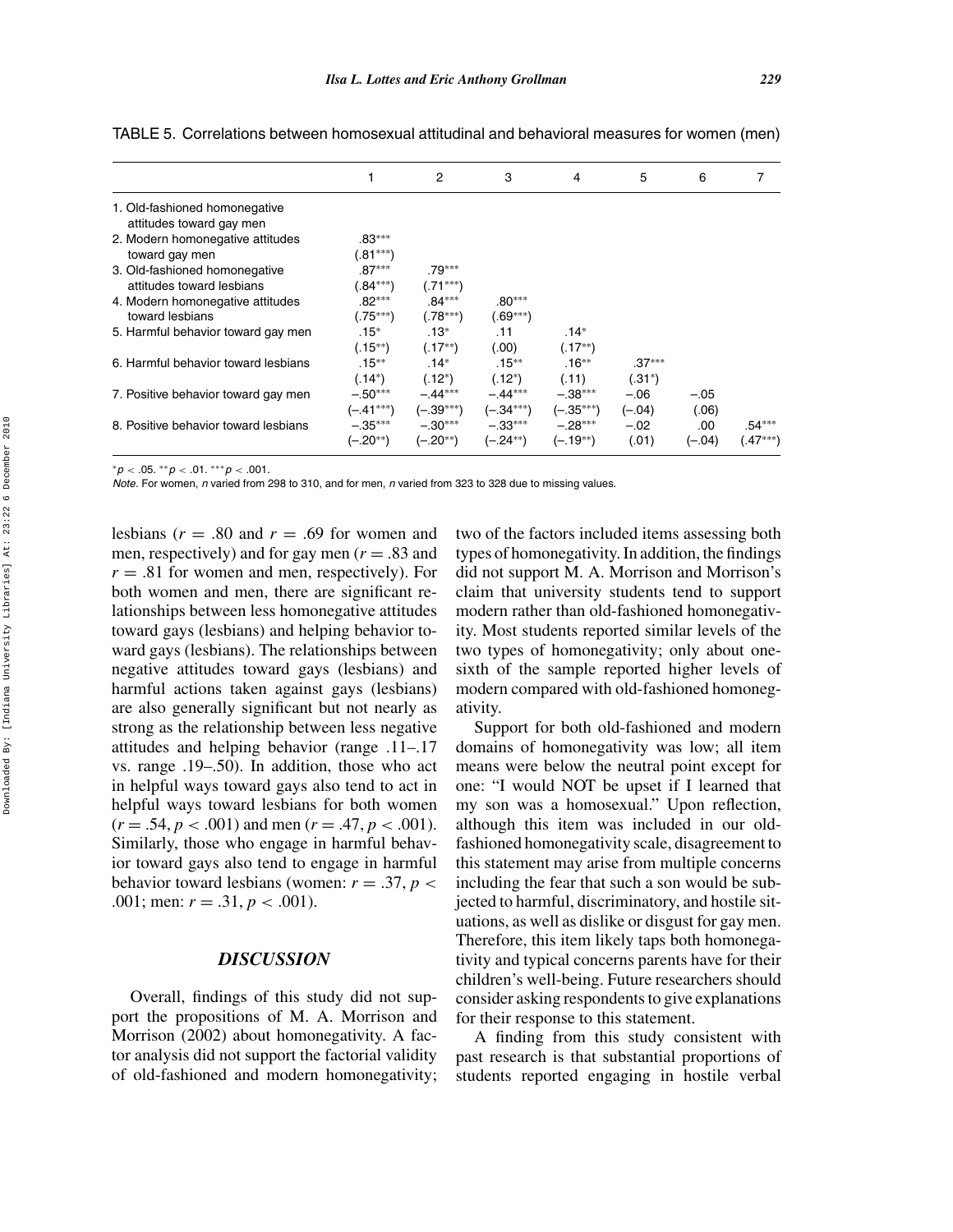TABLE 5. Correlations between homosexual attitudinal and behavioral measures for women (men)

| | 1 | 2 | 3 | 4 | 5 | 6 | 7 |
|---|---|---|---|---|---|---|---|
| 1. Old-fashioned homonegative attitudes toward gay men | | | | | | | |
| 2. Modern homonegative attitudes toward gay men | .83*** (.81***) | | | | | | |
| 3. Old-fashioned homonegative attitudes toward lesbians | .87*** (.84***) | .79*** (.71***) | | | | | |
| 4. Modern homonegative attitudes toward lesbians | .82*** (.75***) | .84*** (.78***) | .80*** (.69***) | | | | |
| 5. Harmful behavior toward gay men | .15* (.15**) | .13* (.17**) | .11 (.00) | .14* (.17**) | | | |
| 6. Harmful behavior toward lesbians | .15** (.14*) | .14* (.12*) | .15** (.12*) | .16** (.11) | .37*** (.31*) | | |
| 7. Positive behavior toward gay men | −.50*** (−.41***) | −.44*** (−.39***) | −.44*** (−.34***) | −.38*** (−.35***) | −.06 (−.04) | −.05 (.06) | |
| 8. Positive behavior toward lesbians | −.35*** (−.20**) | −.30*** (−.20**) | −.33*** (−.24**) | −.28*** (−.19**) | −.02 (.01) | .00 (−.04) | .54*** (.47***) |

*$p < .05$. **$p < .01$. ***$p < .001$.

*Note.* For women, $n$ varied from 298 to 310, and for men, $n$ varied from 323 to 328 due to missing values.

lesbians ($r = .80$ and $r = .69$ for women and men, respectively) and for gay men ($r = .83$ and $r = .81$ for women and men, respectively). For both women and men, there are significant relationships between less homonegative attitudes toward gays (lesbians) and helping behavior toward gays (lesbians). The relationships between negative attitudes toward gays (lesbians) and harmful actions taken against gays (lesbians) are also generally significant but not nearly as strong as the relationship between less negative attitudes and helping behavior (range .11–.17 vs. range .19–.50). In addition, those who act in helpful ways toward gays also tend to act in helpful ways toward lesbians for both women ($r = .54$, $p < .001$) and men ($r = .47$, $p < .001$). Similarly, those who engage in harmful behavior toward gays also tend to engage in harmful behavior toward lesbians (women: $r = .37$, $p < .001$; men: $r = .31$, $p < .001$).

## DISCUSSION

Overall, findings of this study did not support the propositions of M. A. Morrison and Morrison (2002) about homonegativity. A factor analysis did not support the factorial validity of old-fashioned and modern homonegativity; two of the factors included items assessing both types of homonegativity. In addition, the findings did not support M. A. Morrison and Morrison's claim that university students tend to support modern rather than old-fashioned homonegativity. Most students reported similar levels of the two types of homonegativity; only about one-sixth of the sample reported higher levels of modern compared with old-fashioned homonegativity.

Support for both old-fashioned and modern domains of homonegativity was low; all item means were below the neutral point except for one: "I would NOT be upset if I learned that my son was a homosexual." Upon reflection, although this item was included in our old-fashioned homonegativity scale, disagreement to this statement may arise from multiple concerns including the fear that such a son would be subjected to harmful, discriminatory, and hostile situations, as well as dislike or disgust for gay men. Therefore, this item likely taps both homonegativity and typical concerns parents have for their children's well-being. Future researchers should consider asking respondents to give explanations for their response to this statement.

A finding from this study consistent with past research is that substantial proportions of students reported engaging in hostile verbal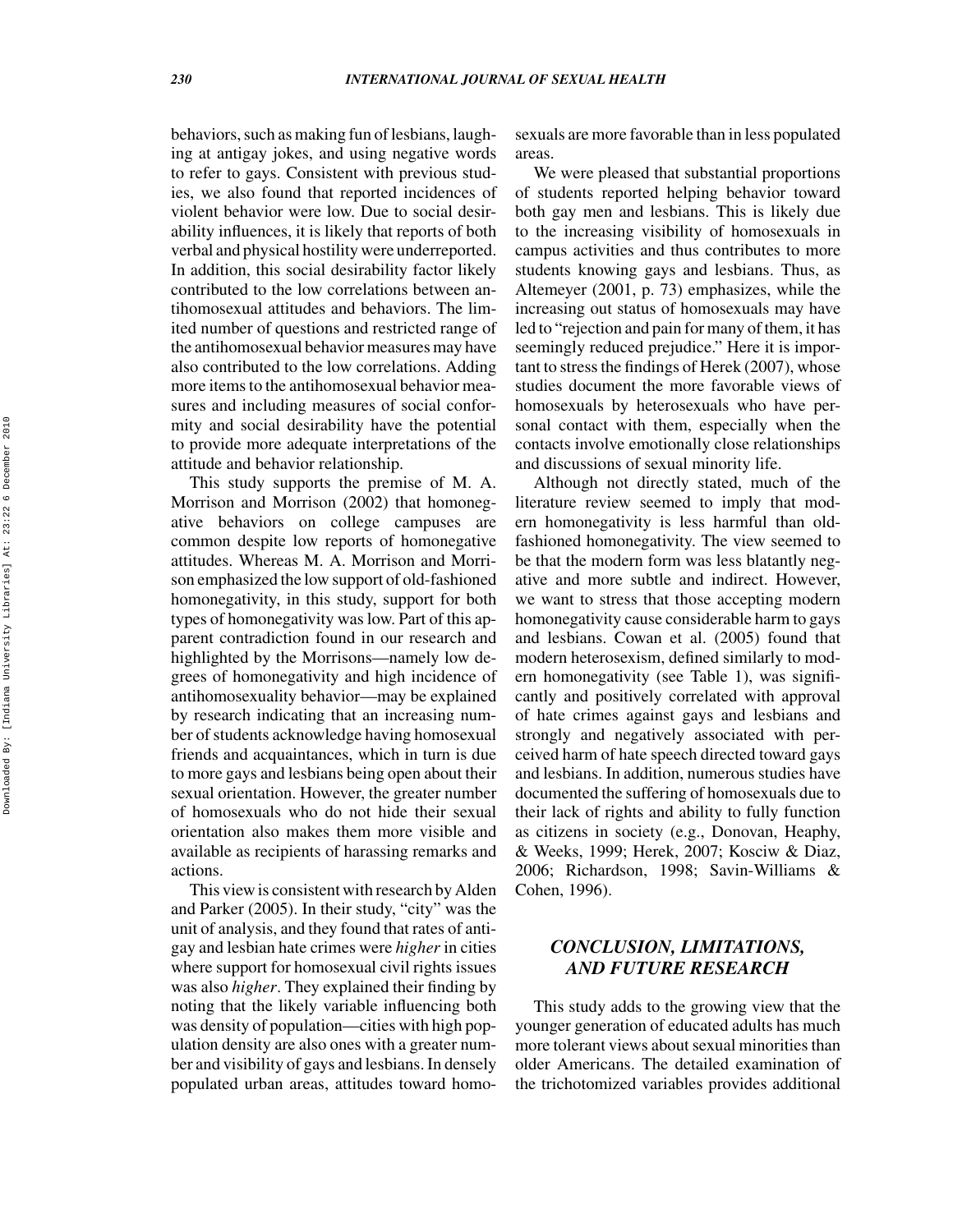behaviors, such as making fun of lesbians, laughing at antigay jokes, and using negative words to refer to gays. Consistent with previous studies, we also found that reported incidences of violent behavior were low. Due to social desirability influences, it is likely that reports of both verbal and physical hostility were underreported. In addition, this social desirability factor likely contributed to the low correlations between antihomosexual attitudes and behaviors. The limited number of questions and restricted range of the antihomosexual behavior measures may have also contributed to the low correlations. Adding more items to the antihomosexual behavior measures and including measures of social conformity and social desirability have the potential to provide more adequate interpretations of the attitude and behavior relationship.

This study supports the premise of M. A. Morrison and Morrison (2002) that homonegative behaviors on college campuses are common despite low reports of homonegative attitudes. Whereas M. A. Morrison and Morrison emphasized the low support of old-fashioned homonegativity, in this study, support for both types of homonegativity was low. Part of this apparent contradiction found in our research and highlighted by the Morrisons—namely low degrees of homonegativity and high incidence of antihomosexuality behavior—may be explained by research indicating that an increasing number of students acknowledge having homosexual friends and acquaintances, which in turn is due to more gays and lesbians being open about their sexual orientation. However, the greater number of homosexuals who do not hide their sexual orientation also makes them more visible and available as recipients of harassing remarks and actions.

This view is consistent with research by Alden and Parker (2005). In their study, "city" was the unit of analysis, and they found that rates of antigay and lesbian hate crimes were *higher* in cities where support for homosexual civil rights issues was also *higher*. They explained their finding by noting that the likely variable influencing both was density of population—cities with high population density are also ones with a greater number and visibility of gays and lesbians. In densely populated urban areas, attitudes toward homosexuals are more favorable than in less populated areas.

We were pleased that substantial proportions of students reported helping behavior toward both gay men and lesbians. This is likely due to the increasing visibility of homosexuals in campus activities and thus contributes to more students knowing gays and lesbians. Thus, as Altemeyer (2001, p. 73) emphasizes, while the increasing out status of homosexuals may have led to "rejection and pain for many of them, it has seemingly reduced prejudice." Here it is important to stress the findings of Herek (2007), whose studies document the more favorable views of homosexuals by heterosexuals who have personal contact with them, especially when the contacts involve emotionally close relationships and discussions of sexual minority life.

Although not directly stated, much of the literature review seemed to imply that modern homonegativity is less harmful than old-fashioned homonegativity. The view seemed to be that the modern form was less blatantly negative and more subtle and indirect. However, we want to stress that those accepting modern homonegativity cause considerable harm to gays and lesbians. Cowan et al. (2005) found that modern heterosexism, defined similarly to modern homonegativity (see Table 1), was significantly and positively correlated with approval of hate crimes against gays and lesbians and strongly and negatively associated with perceived harm of hate speech directed toward gays and lesbians. In addition, numerous studies have documented the suffering of homosexuals due to their lack of rights and ability to fully function as citizens in society (e.g., Donovan, Heaphy, & Weeks, 1999; Herek, 2007; Kosciw & Diaz, 2006; Richardson, 1998; Savin-Williams & Cohen, 1996).

## *CONCLUSION, LIMITATIONS, AND FUTURE RESEARCH*

This study adds to the growing view that the younger generation of educated adults has much more tolerant views about sexual minorities than older Americans. The detailed examination of the trichotomized variables provides additional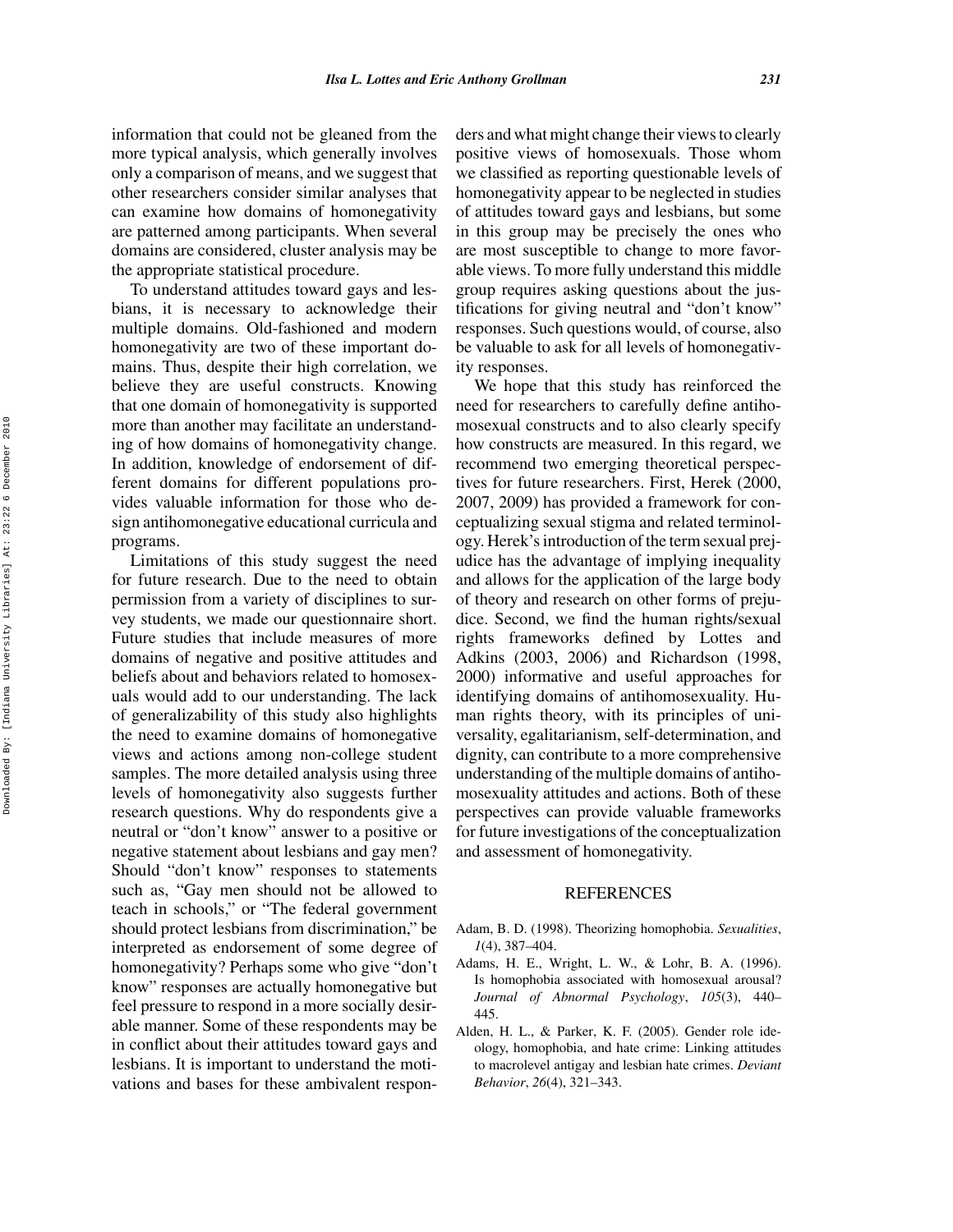information that could not be gleaned from the more typical analysis, which generally involves only a comparison of means, and we suggest that other researchers consider similar analyses that can examine how domains of homonegativity are patterned among participants. When several domains are considered, cluster analysis may be the appropriate statistical procedure.

To understand attitudes toward gays and lesbians, it is necessary to acknowledge their multiple domains. Old-fashioned and modern homonegativity are two of these important domains. Thus, despite their high correlation, we believe they are useful constructs. Knowing that one domain of homonegativity is supported more than another may facilitate an understanding of how domains of homonegativity change. In addition, knowledge of endorsement of different domains for different populations provides valuable information for those who design antihomonegative educational curricula and programs.

Limitations of this study suggest the need for future research. Due to the need to obtain permission from a variety of disciplines to survey students, we made our questionnaire short. Future studies that include measures of more domains of negative and positive attitudes and beliefs about and behaviors related to homosexuals would add to our understanding. The lack of generalizability of this study also highlights the need to examine domains of homonegative views and actions among non-college student samples. The more detailed analysis using three levels of homonegativity also suggests further research questions. Why do respondents give a neutral or "don't know" answer to a positive or negative statement about lesbians and gay men? Should "don't know" responses to statements such as, "Gay men should not be allowed to teach in schools," or "The federal government should protect lesbians from discrimination," be interpreted as endorsement of some degree of homonegativity? Perhaps some who give "don't know" responses are actually homonegative but feel pressure to respond in a more socially desirable manner. Some of these respondents may be in conflict about their attitudes toward gays and lesbians. It is important to understand the motivations and bases for these ambivalent responders and what might change their views to clearly positive views of homosexuals. Those whom we classified as reporting questionable levels of homonegativity appear to be neglected in studies of attitudes toward gays and lesbians, but some in this group may be precisely the ones who are most susceptible to change to more favorable views. To more fully understand this middle group requires asking questions about the justifications for giving neutral and "don't know" responses. Such questions would, of course, also be valuable to ask for all levels of homonegativity responses.

We hope that this study has reinforced the need for researchers to carefully define antihomosexual constructs and to also clearly specify how constructs are measured. In this regard, we recommend two emerging theoretical perspectives for future researchers. First, Herek (2000, 2007, 2009) has provided a framework for conceptualizing sexual stigma and related terminology. Herek's introduction of the term sexual prejudice has the advantage of implying inequality and allows for the application of the large body of theory and research on other forms of prejudice. Second, we find the human rights/sexual rights frameworks defined by Lottes and Adkins (2003, 2006) and Richardson (1998, 2000) informative and useful approaches for identifying domains of antihomosexuality. Human rights theory, with its principles of universality, egalitarianism, self-determination, and dignity, can contribute to a more comprehensive understanding of the multiple domains of antihomosexuality attitudes and actions. Both of these perspectives can provide valuable frameworks for future investigations of the conceptualization and assessment of homonegativity.

## REFERENCES

Adam, B. D. (1998). Theorizing homophobia. *Sexualities*, *1*(4), 387–404.

Adams, H. E., Wright, L. W., & Lohr, B. A. (1996). Is homophobia associated with homosexual arousal? *Journal of Abnormal Psychology*, *105*(3), 440–445.

Alden, H. L., & Parker, K. F. (2005). Gender role ideology, homophobia, and hate crime: Linking attitudes to macrolevel antigay and lesbian hate crimes. *Deviant Behavior*, *26*(4), 321–343.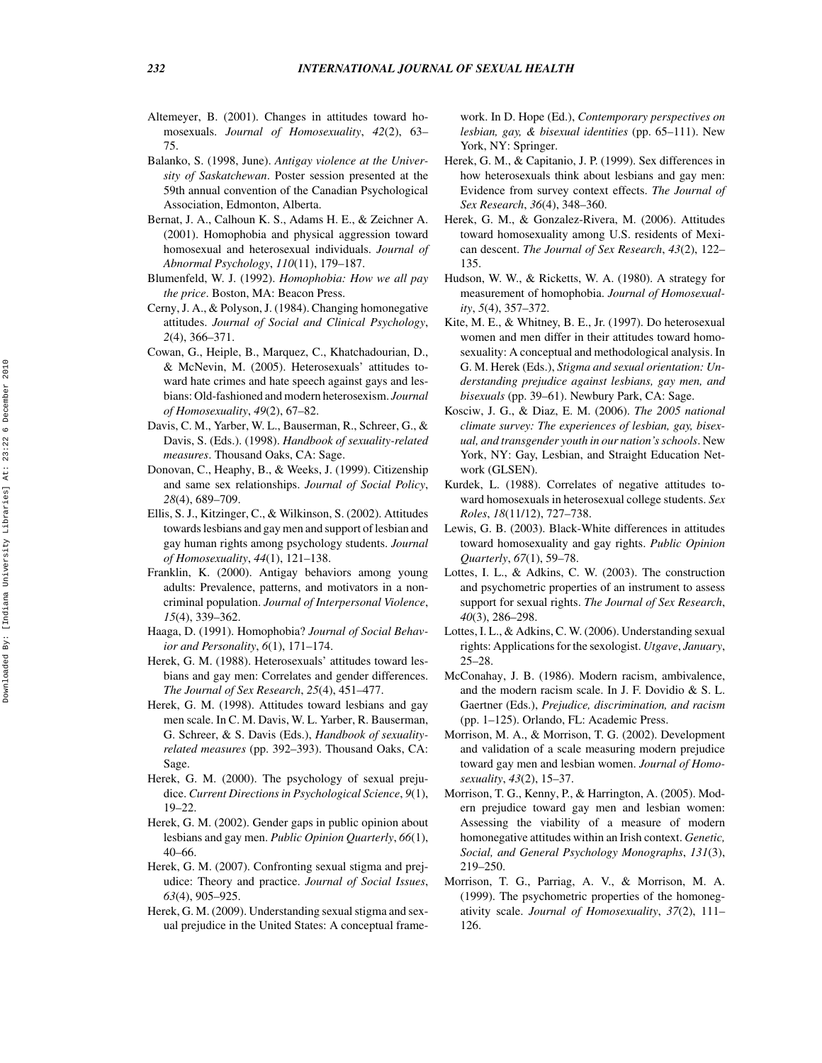Altemeyer, B. (2001). Changes in attitudes toward homosexuals. *Journal of Homosexuality*, *42*(2), 63–75.

Balanko, S. (1998, June). *Antigay violence at the University of Saskatchewan*. Poster session presented at the 59th annual convention of the Canadian Psychological Association, Edmonton, Alberta.

Bernat, J. A., Calhoun K. S., Adams H. E., & Zeichner A. (2001). Homophobia and physical aggression toward homosexual and heterosexual individuals. *Journal of Abnormal Psychology*, *110*(11), 179–187.

Blumenfeld, W. J. (1992). *Homophobia: How we all pay the price*. Boston, MA: Beacon Press.

Cerny, J. A., & Polyson, J. (1984). Changing homonegative attitudes. *Journal of Social and Clinical Psychology*, *2*(4), 366–371.

Cowan, G., Heiple, B., Marquez, C., Khatchadourian, D., & McNevin, M. (2005). Heterosexuals' attitudes toward hate crimes and hate speech against gays and lesbians: Old-fashioned and modern heterosexism. *Journal of Homosexuality*, *49*(2), 67–82.

Davis, C. M., Yarber, W. L., Bauserman, R., Schreer, G., & Davis, S. (Eds.). (1998). *Handbook of sexuality-related measures*. Thousand Oaks, CA: Sage.

Donovan, C., Heaphy, B., & Weeks, J. (1999). Citizenship and same sex relationships. *Journal of Social Policy*, *28*(4), 689–709.

Ellis, S. J., Kitzinger, C., & Wilkinson, S. (2002). Attitudes towards lesbians and gay men and support of lesbian and gay human rights among psychology students. *Journal of Homosexuality*, *44*(1), 121–138.

Franklin, K. (2000). Antigay behaviors among young adults: Prevalence, patterns, and motivators in a noncriminal population. *Journal of Interpersonal Violence*, *15*(4), 339–362.

Haaga, D. (1991). Homophobia? *Journal of Social Behavior and Personality*, *6*(1), 171–174.

Herek, G. M. (1988). Heterosexuals' attitudes toward lesbians and gay men: Correlates and gender differences. *The Journal of Sex Research*, *25*(4), 451–477.

Herek, G. M. (1998). Attitudes toward lesbians and gay men scale. In C. M. Davis, W. L. Yarber, R. Bauserman, G. Schreer, & S. Davis (Eds.), *Handbook of sexuality-related measures* (pp. 392–393). Thousand Oaks, CA: Sage.

Herek, G. M. (2000). The psychology of sexual prejudice. *Current Directions in Psychological Science*, *9*(1), 19–22.

Herek, G. M. (2002). Gender gaps in public opinion about lesbians and gay men. *Public Opinion Quarterly*, *66*(1), 40–66.

Herek, G. M. (2007). Confronting sexual stigma and prejudice: Theory and practice. *Journal of Social Issues*, *63*(4), 905–925.

Herek, G. M. (2009). Understanding sexual stigma and sexual prejudice in the United States: A conceptual framework. In D. Hope (Ed.), *Contemporary perspectives on lesbian, gay, & bisexual identities* (pp. 65–111). New York, NY: Springer.

Herek, G. M., & Capitanio, J. P. (1999). Sex differences in how heterosexuals think about lesbians and gay men: Evidence from survey context effects. *The Journal of Sex Research*, *36*(4), 348–360.

Herek, G. M., & Gonzalez-Rivera, M. (2006). Attitudes toward homosexuality among U.S. residents of Mexican descent. *The Journal of Sex Research*, *43*(2), 122–135.

Hudson, W. W., & Ricketts, W. A. (1980). A strategy for measurement of homophobia. *Journal of Homosexuality*, *5*(4), 357–372.

Kite, M. E., & Whitney, B. E., Jr. (1997). Do heterosexual women and men differ in their attitudes toward homosexuality: A conceptual and methodological analysis. In G. M. Herek (Eds.), *Stigma and sexual orientation: Understanding prejudice against lesbians, gay men, and bisexuals* (pp. 39–61). Newbury Park, CA: Sage.

Kosciw, J. G., & Diaz, E. M. (2006). *The 2005 national climate survey: The experiences of lesbian, gay, bisexual, and transgender youth in our nation's schools*. New York, NY: Gay, Lesbian, and Straight Education Network (GLSEN).

Kurdek, L. (1988). Correlates of negative attitudes toward homosexuals in heterosexual college students. *Sex Roles*, *18*(11/12), 727–738.

Lewis, G. B. (2003). Black-White differences in attitudes toward homosexuality and gay rights. *Public Opinion Quarterly*, *67*(1), 59–78.

Lottes, I. L., & Adkins, C. W. (2003). The construction and psychometric properties of an instrument to assess support for sexual rights. *The Journal of Sex Research*, *40*(3), 286–298.

Lottes, I. L., & Adkins, C. W. (2006). Understanding sexual rights: Applications for the sexologist. *Utgave*, *January*, 25–28.

McConahay, J. B. (1986). Modern racism, ambivalence, and the modern racism scale. In J. F. Dovidio & S. L. Gaertner (Eds.), *Prejudice, discrimination, and racism* (pp. 1–125). Orlando, FL: Academic Press.

Morrison, M. A., & Morrison, T. G. (2002). Development and validation of a scale measuring modern prejudice toward gay men and lesbian women. *Journal of Homosexuality*, *43*(2), 15–37.

Morrison, T. G., Kenny, P., & Harrington, A. (2005). Modern prejudice toward gay men and lesbian women: Assessing the viability of a measure of modern homonegative attitudes within an Irish context. *Genetic, Social, and General Psychology Monographs*, *131*(3), 219–250.

Morrison, T. G., Parriag, A. V., & Morrison, M. A. (1999). The psychometric properties of the homonegativity scale. *Journal of Homosexuality*, *37*(2), 111–126.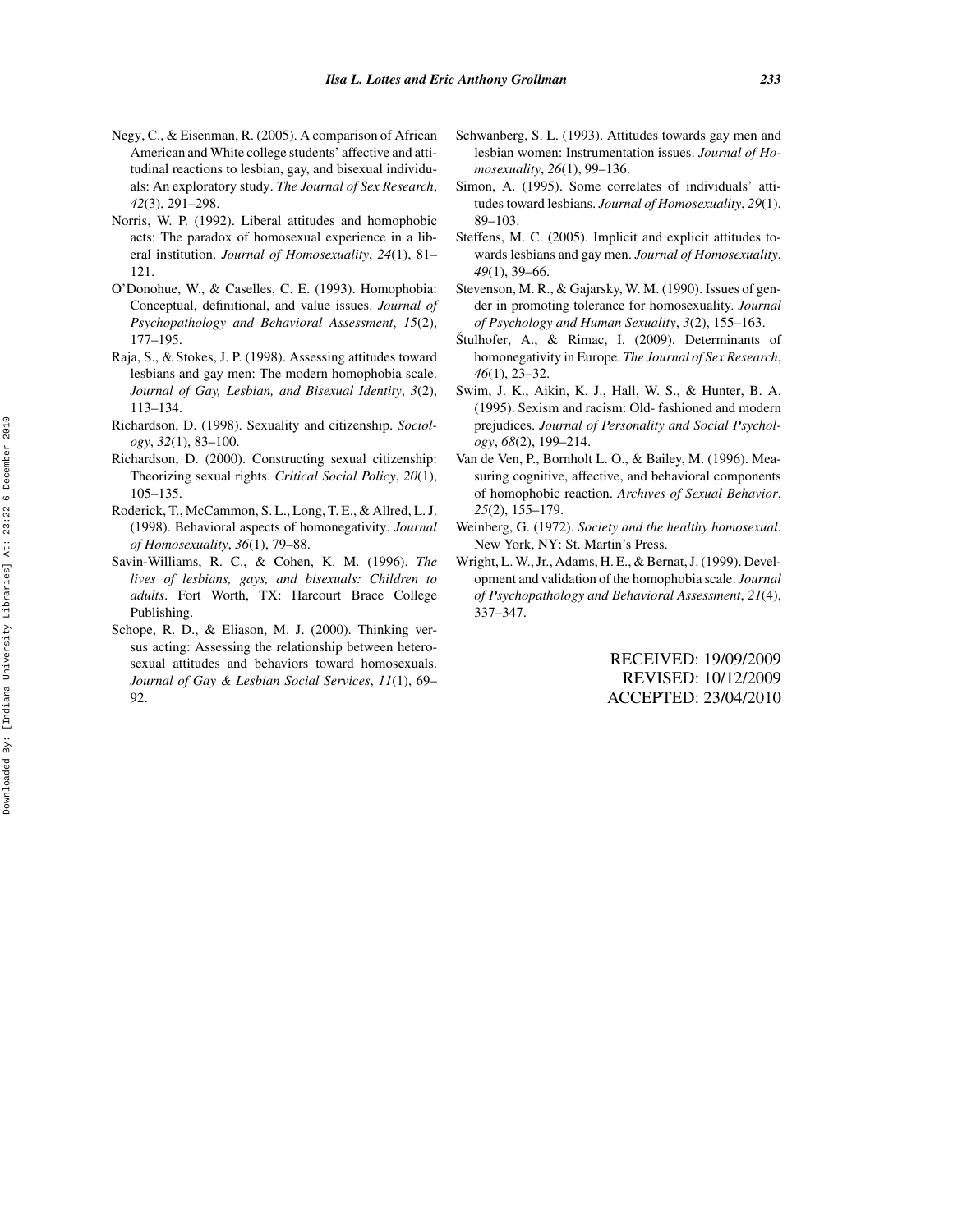Negy, C., & Eisenman, R. (2005). A comparison of African American and White college students' affective and attitudinal reactions to lesbian, gay, and bisexual individuals: An exploratory study. *The Journal of Sex Research*, *42*(3), 291–298.

Norris, W. P. (1992). Liberal attitudes and homophobic acts: The paradox of homosexual experience in a liberal institution. *Journal of Homosexuality*, *24*(1), 81–121.

O'Donohue, W., & Caselles, C. E. (1993). Homophobia: Conceptual, definitional, and value issues. *Journal of Psychopathology and Behavioral Assessment*, *15*(2), 177–195.

Raja, S., & Stokes, J. P. (1998). Assessing attitudes toward lesbians and gay men: The modern homophobia scale. *Journal of Gay, Lesbian, and Bisexual Identity*, *3*(2), 113–134.

Richardson, D. (1998). Sexuality and citizenship. *Sociology*, *32*(1), 83–100.

Richardson, D. (2000). Constructing sexual citizenship: Theorizing sexual rights. *Critical Social Policy*, *20*(1), 105–135.

Roderick, T., McCammon, S. L., Long, T. E., & Allred, L. J. (1998). Behavioral aspects of homonegativity. *Journal of Homosexuality*, *36*(1), 79–88.

Savin-Williams, R. C., & Cohen, K. M. (1996). *The lives of lesbians, gays, and bisexuals: Children to adults*. Fort Worth, TX: Harcourt Brace College Publishing.

Schope, R. D., & Eliason, M. J. (2000). Thinking versus acting: Assessing the relationship between heterosexual attitudes and behaviors toward homosexuals. *Journal of Gay & Lesbian Social Services*, *11*(1), 69–92.

Schwanberg, S. L. (1993). Attitudes towards gay men and lesbian women: Instrumentation issues. *Journal of Homosexuality*, *26*(1), 99–136.

Simon, A. (1995). Some correlates of individuals' attitudes toward lesbians. *Journal of Homosexuality*, *29*(1), 89–103.

Steffens, M. C. (2005). Implicit and explicit attitudes towards lesbians and gay men. *Journal of Homosexuality*, *49*(1), 39–66.

Stevenson, M. R., & Gajarsky, W. M. (1990). Issues of gender in promoting tolerance for homosexuality. *Journal of Psychology and Human Sexuality*, *3*(2), 155–163.

Štulhofer, A., & Rimac, I. (2009). Determinants of homonegativity in Europe. *The Journal of Sex Research*, *46*(1), 23–32.

Swim, J. K., Aikin, K. J., Hall, W. S., & Hunter, B. A. (1995). Sexism and racism: Old- fashioned and modern prejudices. *Journal of Personality and Social Psychology*, *68*(2), 199–214.

Van de Ven, P., Bornholt L. O., & Bailey, M. (1996). Measuring cognitive, affective, and behavioral components of homophobic reaction. *Archives of Sexual Behavior*, *25*(2), 155–179.

Weinberg, G. (1972). *Society and the healthy homosexual*. New York, NY: St. Martin's Press.

Wright, L. W., Jr., Adams, H. E., & Bernat, J. (1999). Development and validation of the homophobia scale. *Journal of Psychopathology and Behavioral Assessment*, *21*(4), 337–347.

RECEIVED: 19/09/2009
REVISED: 10/12/2009
ACCEPTED: 23/04/2010